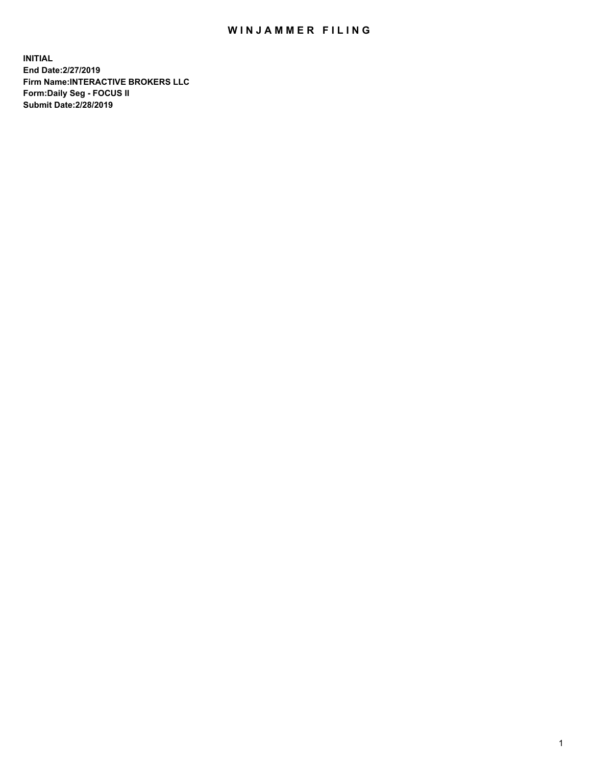# WINJAMMER FILING

**INITIAL**
**End Date:2/27/2019**
**Firm Name:INTERACTIVE BROKERS LLC**
**Form:Daily Seg - FOCUS II**
**Submit Date:2/28/2019**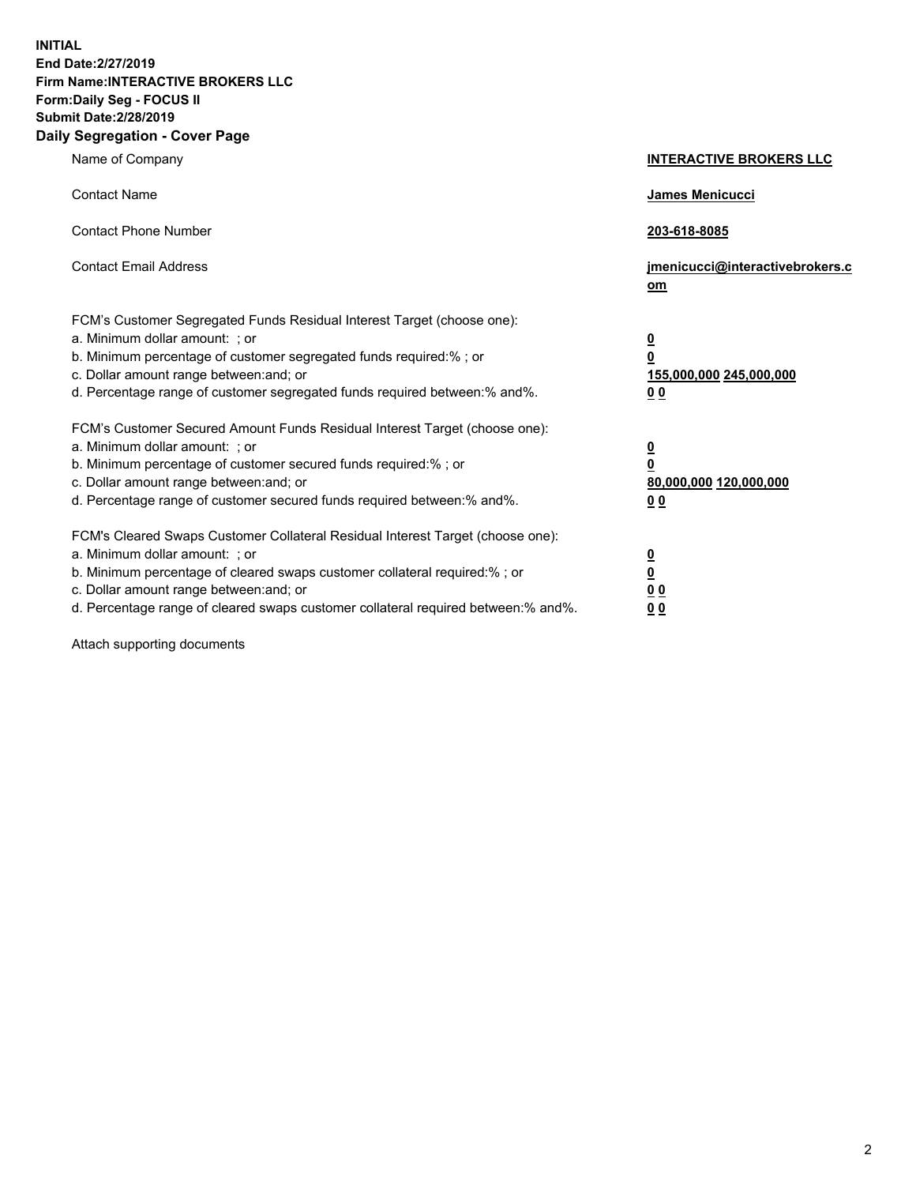**INITIAL**
**End Date:2/27/2019**
**Firm Name:INTERACTIVE BROKERS LLC**
**Form:Daily Seg - FOCUS II**
**Submit Date:2/28/2019**
**Daily Segregation - Cover Page**

| | |
|---|---|
| Name of Company | **INTERACTIVE BROKERS LLC** |
| Contact Name | **James Menicucci** |
| Contact Phone Number | **203-618-8085** |
| Contact Email Address | **jmenicucci@interactivebrokers.com** |
| FCM's Customer Segregated Funds Residual Interest Target (choose one): | |
| a. Minimum dollar amount: ; or | **0** |
| b. Minimum percentage of customer segregated funds required:% ; or | **0** |
| c. Dollar amount range between:and; or | **155,000,000 245,000,000** |
| d. Percentage range of customer segregated funds required between:% and%. | **0 0** |
| FCM's Customer Secured Amount Funds Residual Interest Target (choose one): | |
| a. Minimum dollar amount: ; or | **0** |
| b. Minimum percentage of customer secured funds required:% ; or | **0** |
| c. Dollar amount range between:and; or | **80,000,000 120,000,000** |
| d. Percentage range of customer secured funds required between:% and%. | **0 0** |
| FCM's Cleared Swaps Customer Collateral Residual Interest Target (choose one): | |
| a. Minimum dollar amount: ; or | **0** |
| b. Minimum percentage of cleared swaps customer collateral required:% ; or | **0** |
| c. Dollar amount range between:and; or | **0 0** |
| d. Percentage range of cleared swaps customer collateral required between:% and%. | **0 0** |

Attach supporting documents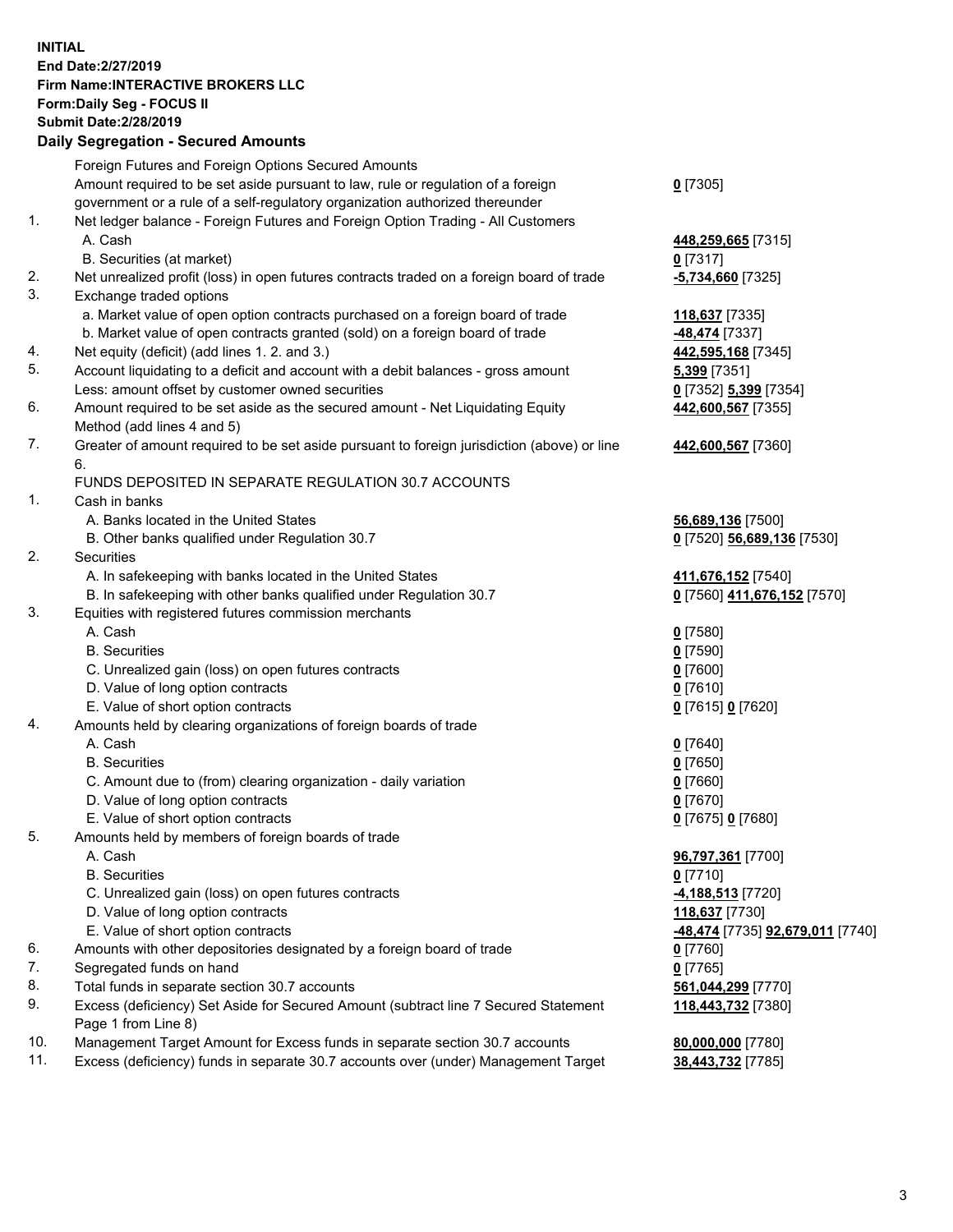**INITIAL**
**End Date:2/27/2019**
**Firm Name:INTERACTIVE BROKERS LLC**
**Form:Daily Seg - FOCUS II**
**Submit Date:2/28/2019**

## Daily Segregation - Secured Amounts

| | | |
|---|---|---|
| | Foreign Futures and Foreign Options Secured Amounts | |
| | Amount required to be set aside pursuant to law, rule or regulation of a foreign government or a rule of a self-regulatory organization authorized thereunder | **0** [7305] |
| 1. | Net ledger balance - Foreign Futures and Foreign Option Trading - All Customers | |
| | A. Cash | **448,259,665** [7315] |
| | B. Securities (at market) | **0** [7317] |
| 2. | Net unrealized profit (loss) in open futures contracts traded on a foreign board of trade | **-5,734,660** [7325] |
| 3. | Exchange traded options | |
| | a. Market value of open option contracts purchased on a foreign board of trade | **118,637** [7335] |
| | b. Market value of open contracts granted (sold) on a foreign board of trade | **-48,474** [7337] |
| 4. | Net equity (deficit) (add lines 1. 2. and 3.) | **442,595,168** [7345] |
| 5. | Account liquidating to a deficit and account with a debit balances - gross amount | **5,399** [7351] |
| | Less: amount offset by customer owned securities | **0** [7352] **5,399** [7354] |
| 6. | Amount required to be set aside as the secured amount - Net Liquidating Equity Method (add lines 4 and 5) | **442,600,567** [7355] |
| 7. | Greater of amount required to be set aside pursuant to foreign jurisdiction (above) or line 6. | **442,600,567** [7360] |
| | FUNDS DEPOSITED IN SEPARATE REGULATION 30.7 ACCOUNTS | |
| 1. | Cash in banks | |
| | A. Banks located in the United States | **56,689,136** [7500] |
| | B. Other banks qualified under Regulation 30.7 | **0** [7520] **56,689,136** [7530] |
| 2. | Securities | |
| | A. In safekeeping with banks located in the United States | **411,676,152** [7540] |
| | B. In safekeeping with other banks qualified under Regulation 30.7 | **0** [7560] **411,676,152** [7570] |
| 3. | Equities with registered futures commission merchants | |
| | A. Cash | **0** [7580] |
| | B. Securities | **0** [7590] |
| | C. Unrealized gain (loss) on open futures contracts | **0** [7600] |
| | D. Value of long option contracts | **0** [7610] |
| | E. Value of short option contracts | **0** [7615] **0** [7620] |
| 4. | Amounts held by clearing organizations of foreign boards of trade | |
| | A. Cash | **0** [7640] |
| | B. Securities | **0** [7650] |
| | C. Amount due to (from) clearing organization - daily variation | **0** [7660] |
| | D. Value of long option contracts | **0** [7670] |
| | E. Value of short option contracts | **0** [7675] **0** [7680] |
| 5. | Amounts held by members of foreign boards of trade | |
| | A. Cash | **96,797,361** [7700] |
| | B. Securities | **0** [7710] |
| | C. Unrealized gain (loss) on open futures contracts | **-4,188,513** [7720] |
| | D. Value of long option contracts | **118,637** [7730] |
| | E. Value of short option contracts | **-48,474** [7735] **92,679,011** [7740] |
| 6. | Amounts with other depositories designated by a foreign board of trade | **0** [7760] |
| 7. | Segregated funds on hand | **0** [7765] |
| 8. | Total funds in separate section 30.7 accounts | **561,044,299** [7770] |
| 9. | Excess (deficiency) Set Aside for Secured Amount (subtract line 7 Secured Statement Page 1 from Line 8) | **118,443,732** [7380] |
| 10. | Management Target Amount for Excess funds in separate section 30.7 accounts | **80,000,000** [7780] |
| 11. | Excess (deficiency) funds in separate 30.7 accounts over (under) Management Target | **38,443,732** [7785] |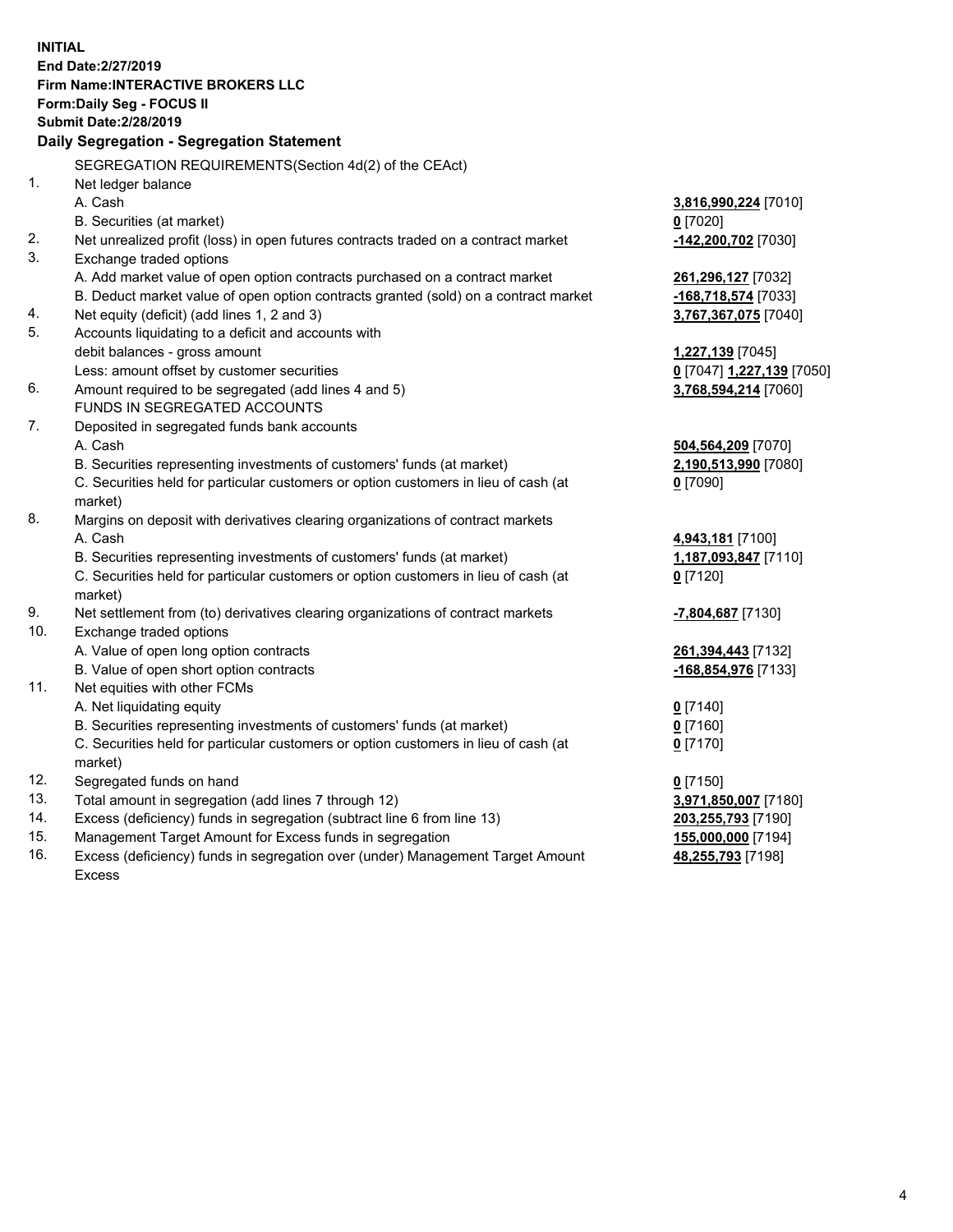**INITIAL**
**End Date:2/27/2019**
**Firm Name:INTERACTIVE BROKERS LLC**
**Form:Daily Seg - FOCUS II**
**Submit Date:2/28/2019**

**Daily Segregation - Segregation Statement**

SEGREGATION REQUIREMENTS(Section 4d(2) of the CEAct)

| | | |
|---|---|---|
| 1. | Net ledger balance | |
| | A. Cash | **3,816,990,224** [7010] |
| | B. Securities (at market) | **0** [7020] |
| 2. | Net unrealized profit (loss) in open futures contracts traded on a contract market | **-142,200,702** [7030] |
| 3. | Exchange traded options | |
| | A. Add market value of open option contracts purchased on a contract market | **261,296,127** [7032] |
| | B. Deduct market value of open option contracts granted (sold) on a contract market | **-168,718,574** [7033] |
| 4. | Net equity (deficit) (add lines 1, 2 and 3) | **3,767,367,075** [7040] |
| 5. | Accounts liquidating to a deficit and accounts with debit balances - gross amount | **1,227,139** [7045] |
| | Less: amount offset by customer securities | **0** [7047] **1,227,139** [7050] |
| 6. | Amount required to be segregated (add lines 4 and 5) | **3,768,594,214** [7060] |
| | FUNDS IN SEGREGATED ACCOUNTS | |
| 7. | Deposited in segregated funds bank accounts | |
| | A. Cash | **504,564,209** [7070] |
| | B. Securities representing investments of customers' funds (at market) | **2,190,513,990** [7080] |
| | C. Securities held for particular customers or option customers in lieu of cash (at market) | **0** [7090] |
| 8. | Margins on deposit with derivatives clearing organizations of contract markets | |
| | A. Cash | **4,943,181** [7100] |
| | B. Securities representing investments of customers' funds (at market) | **1,187,093,847** [7110] |
| | C. Securities held for particular customers or option customers in lieu of cash (at market) | **0** [7120] |
| 9. | Net settlement from (to) derivatives clearing organizations of contract markets | **-7,804,687** [7130] |
| 10. | Exchange traded options | |
| | A. Value of open long option contracts | **261,394,443** [7132] |
| | B. Value of open short option contracts | **-168,854,976** [7133] |
| 11. | Net equities with other FCMs | |
| | A. Net liquidating equity | **0** [7140] |
| | B. Securities representing investments of customers' funds (at market) | **0** [7160] |
| | C. Securities held for particular customers or option customers in lieu of cash (at market) | **0** [7170] |
| 12. | Segregated funds on hand | **0** [7150] |
| 13. | Total amount in segregation (add lines 7 through 12) | **3,971,850,007** [7180] |
| 14. | Excess (deficiency) funds in segregation (subtract line 6 from line 13) | **203,255,793** [7190] |
| 15. | Management Target Amount for Excess funds in segregation | **155,000,000** [7194] |
| 16. | Excess (deficiency) funds in segregation over (under) Management Target Amount Excess | **48,255,793** [7198] |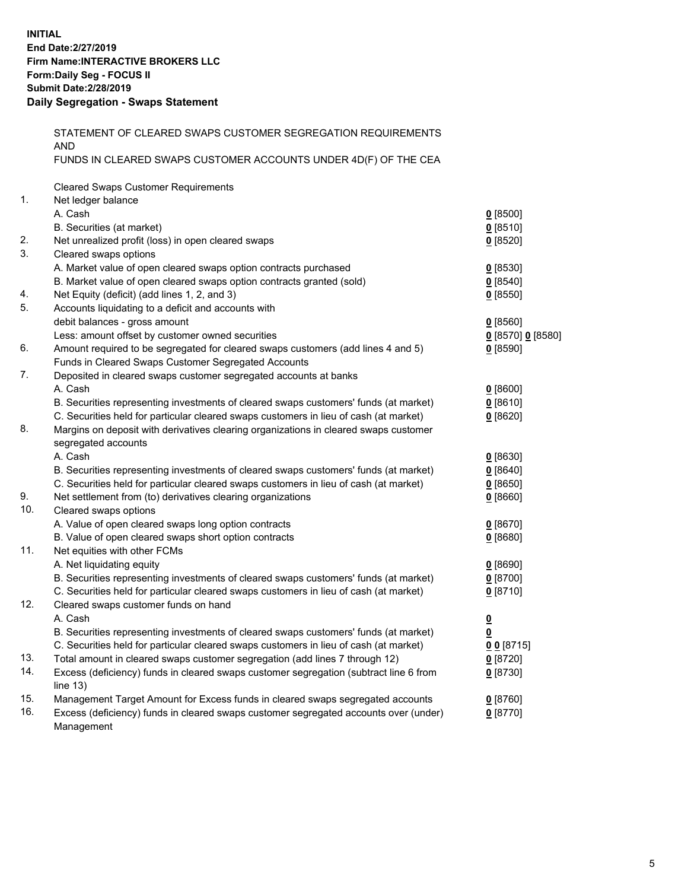**INITIAL**
**End Date:2/27/2019**
**Firm Name:INTERACTIVE BROKERS LLC**
**Form:Daily Seg - FOCUS II**
**Submit Date:2/28/2019**
**Daily Segregation - Swaps Statement**

STATEMENT OF CLEARED SWAPS CUSTOMER SEGREGATION REQUIREMENTS AND FUNDS IN CLEARED SWAPS CUSTOMER ACCOUNTS UNDER 4D(F) OF THE CEA

| | | |
|---|---|---|
| | Cleared Swaps Customer Requirements | |
| 1. | Net ledger balance | |
| | A. Cash | 0 [8500] |
| | B. Securities (at market) | 0 [8510] |
| 2. | Net unrealized profit (loss) in open cleared swaps | 0 [8520] |
| 3. | Cleared swaps options | |
| | A. Market value of open cleared swaps option contracts purchased | 0 [8530] |
| | B. Market value of open cleared swaps option contracts granted (sold) | 0 [8540] |
| 4. | Net Equity (deficit) (add lines 1, 2, and 3) | 0 [8550] |
| 5. | Accounts liquidating to a deficit and accounts with debit balances - gross amount | 0 [8560] |
| | Less: amount offset by customer owned securities | 0 [8570] 0 [8580] |
| 6. | Amount required to be segregated for cleared swaps customers (add lines 4 and 5) | 0 [8590] |
| | Funds in Cleared Swaps Customer Segregated Accounts | |
| 7. | Deposited in cleared swaps customer segregated accounts at banks | |
| | A. Cash | 0 [8600] |
| | B. Securities representing investments of cleared swaps customers' funds (at market) | 0 [8610] |
| | C. Securities held for particular cleared swaps customers in lieu of cash (at market) | 0 [8620] |
| 8. | Margins on deposit with derivatives clearing organizations in cleared swaps customer segregated accounts | |
| | A. Cash | 0 [8630] |
| | B. Securities representing investments of cleared swaps customers' funds (at market) | 0 [8640] |
| | C. Securities held for particular cleared swaps customers in lieu of cash (at market) | 0 [8650] |
| 9. | Net settlement from (to) derivatives clearing organizations | 0 [8660] |
| 10. | Cleared swaps options | |
| | A. Value of open cleared swaps long option contracts | 0 [8670] |
| | B. Value of open cleared swaps short option contracts | 0 [8680] |
| 11. | Net equities with other FCMs | |
| | A. Net liquidating equity | 0 [8690] |
| | B. Securities representing investments of cleared swaps customers' funds (at market) | 0 [8700] |
| | C. Securities held for particular cleared swaps customers in lieu of cash (at market) | 0 [8710] |
| 12. | Cleared swaps customer funds on hand | |
| | A. Cash | 0 |
| | B. Securities representing investments of cleared swaps customers' funds (at market) | 0 |
| | C. Securities held for particular cleared swaps customers in lieu of cash (at market) | 0 0 [8715] |
| 13. | Total amount in cleared swaps customer segregation (add lines 7 through 12) | 0 [8720] |
| 14. | Excess (deficiency) funds in cleared swaps customer segregation (subtract line 6 from line 13) | 0 [8730] |
| 15. | Management Target Amount for Excess funds in cleared swaps segregated accounts | 0 [8760] |
| 16. | Excess (deficiency) funds in cleared swaps customer segregated accounts over (under) Management | 0 [8770] |